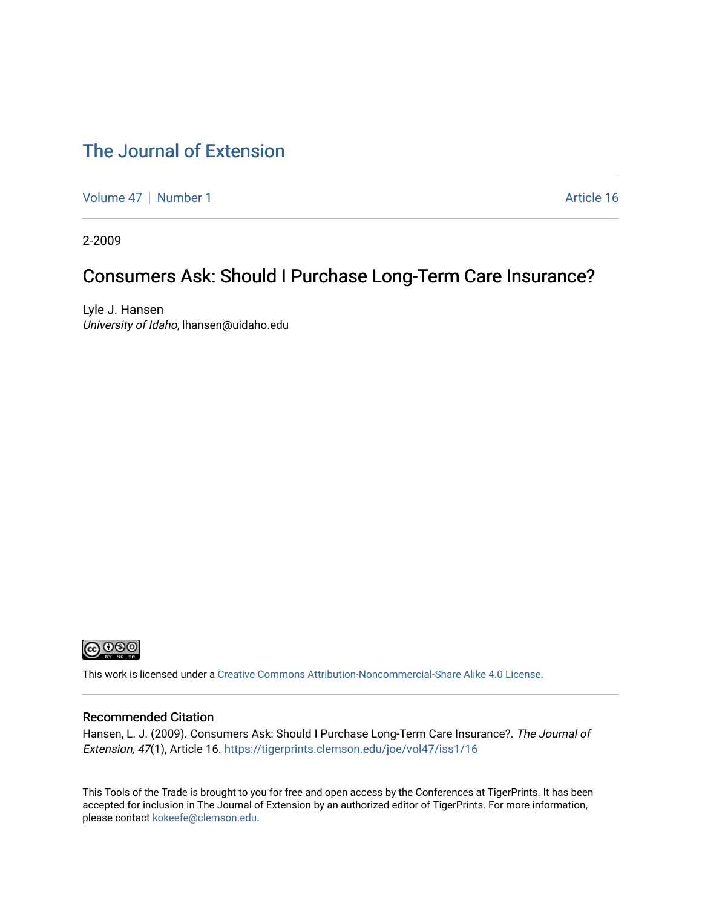# The Journal of Extension

Volume 47 | Number 1 | Article 16

2-2009

## Consumers Ask: Should I Purchase Long-Term Care Insurance?

Lyle J. Hansen
*University of Idaho*, lhansen@uidaho.edu

This work is licensed under a Creative Commons Attribution-Noncommercial-Share Alike 4.0 License.

### Recommended Citation

Hansen, L. J. (2009). Consumers Ask: Should I Purchase Long-Term Care Insurance?. *The Journal of Extension, 47*(1), Article 16. https://tigerprints.clemson.edu/joe/vol47/iss1/16

This Tools of the Trade is brought to you for free and open access by the Conferences at TigerPrints. It has been accepted for inclusion in The Journal of Extension by an authorized editor of TigerPrints. For more information, please contact kokeefe@clemson.edu.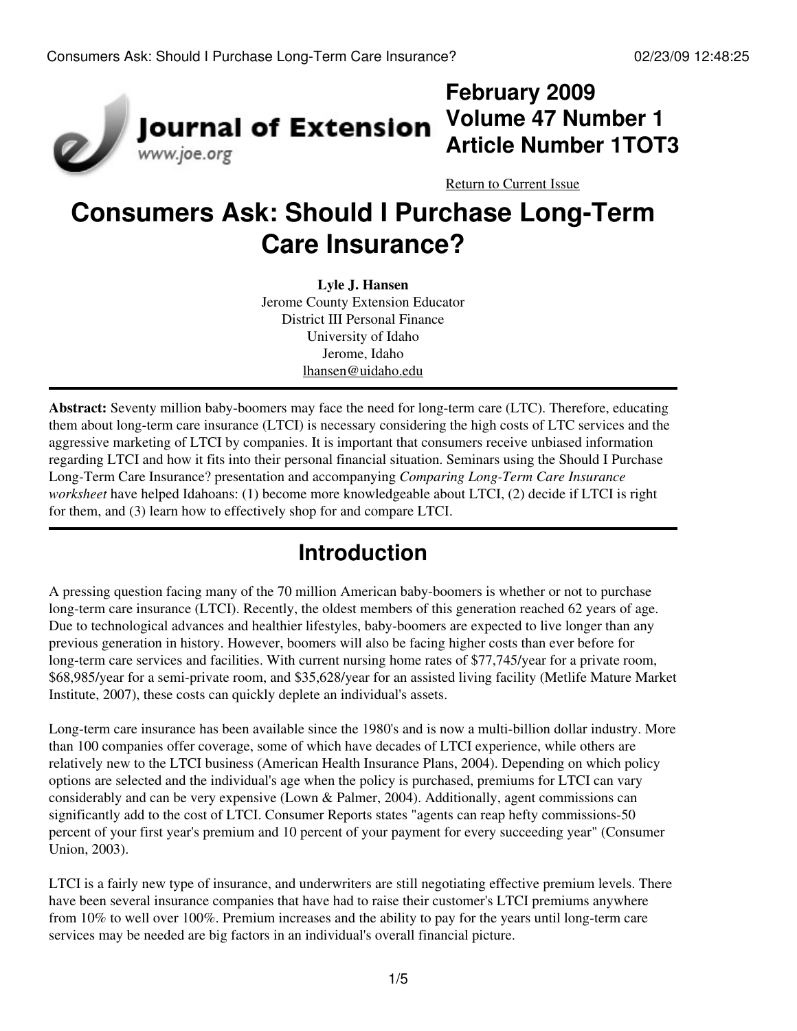February 2009
Volume 47 Number 1
Article Number 1TOT3

Return to Current Issue

# Consumers Ask: Should I Purchase Long-Term Care Insurance?

**Lyle J. Hansen**
Jerome County Extension Educator
District III Personal Finance
University of Idaho
Jerome, Idaho
lhansen@uidaho.edu

**Abstract:** Seventy million baby-boomers may face the need for long-term care (LTC). Therefore, educating them about long-term care insurance (LTCI) is necessary considering the high costs of LTC services and the aggressive marketing of LTCI by companies. It is important that consumers receive unbiased information regarding LTCI and how it fits into their personal financial situation. Seminars using the Should I Purchase Long-Term Care Insurance? presentation and accompanying *Comparing Long-Term Care Insurance worksheet* have helped Idahoans: (1) become more knowledgeable about LTCI, (2) decide if LTCI is right for them, and (3) learn how to effectively shop for and compare LTCI.

## Introduction

A pressing question facing many of the 70 million American baby-boomers is whether or not to purchase long-term care insurance (LTCI). Recently, the oldest members of this generation reached 62 years of age. Due to technological advances and healthier lifestyles, baby-boomers are expected to live longer than any previous generation in history. However, boomers will also be facing higher costs than ever before for long-term care services and facilities. With current nursing home rates of $77,745/year for a private room, $68,985/year for a semi-private room, and $35,628/year for an assisted living facility (Metlife Mature Market Institute, 2007), these costs can quickly deplete an individual's assets.

Long-term care insurance has been available since the 1980's and is now a multi-billion dollar industry. More than 100 companies offer coverage, some of which have decades of LTCI experience, while others are relatively new to the LTCI business (American Health Insurance Plans, 2004). Depending on which policy options are selected and the individual's age when the policy is purchased, premiums for LTCI can vary considerably and can be very expensive (Lown & Palmer, 2004). Additionally, agent commissions can significantly add to the cost of LTCI. Consumer Reports states "agents can reap hefty commissions-50 percent of your first year's premium and 10 percent of your payment for every succeeding year" (Consumer Union, 2003).

LTCI is a fairly new type of insurance, and underwriters are still negotiating effective premium levels. There have been several insurance companies that have had to raise their customer's LTCI premiums anywhere from 10% to well over 100%. Premium increases and the ability to pay for the years until long-term care services may be needed are big factors in an individual's overall financial picture.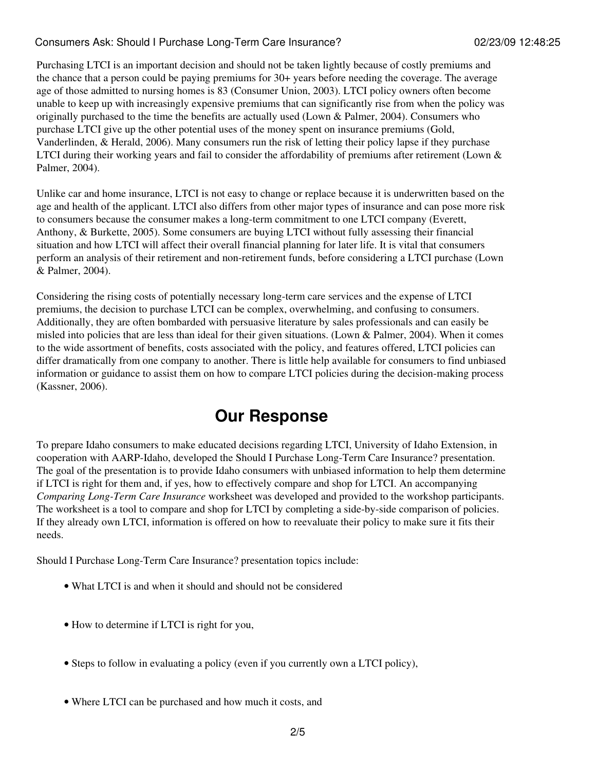Purchasing LTCI is an important decision and should not be taken lightly because of costly premiums and the chance that a person could be paying premiums for 30+ years before needing the coverage. The average age of those admitted to nursing homes is 83 (Consumer Union, 2003). LTCI policy owners often become unable to keep up with increasingly expensive premiums that can significantly rise from when the policy was originally purchased to the time the benefits are actually used (Lown & Palmer, 2004). Consumers who purchase LTCI give up the other potential uses of the money spent on insurance premiums (Gold, Vanderlinden, & Herald, 2006). Many consumers run the risk of letting their policy lapse if they purchase LTCI during their working years and fail to consider the affordability of premiums after retirement (Lown & Palmer, 2004).

Unlike car and home insurance, LTCI is not easy to change or replace because it is underwritten based on the age and health of the applicant. LTCI also differs from other major types of insurance and can pose more risk to consumers because the consumer makes a long-term commitment to one LTCI company (Everett, Anthony, & Burkette, 2005). Some consumers are buying LTCI without fully assessing their financial situation and how LTCI will affect their overall financial planning for later life. It is vital that consumers perform an analysis of their retirement and non-retirement funds, before considering a LTCI purchase (Lown & Palmer, 2004).

Considering the rising costs of potentially necessary long-term care services and the expense of LTCI premiums, the decision to purchase LTCI can be complex, overwhelming, and confusing to consumers. Additionally, they are often bombarded with persuasive literature by sales professionals and can easily be misled into policies that are less than ideal for their given situations. (Lown & Palmer, 2004). When it comes to the wide assortment of benefits, costs associated with the policy, and features offered, LTCI policies can differ dramatically from one company to another. There is little help available for consumers to find unbiased information or guidance to assist them on how to compare LTCI policies during the decision-making process (Kassner, 2006).

## Our Response

To prepare Idaho consumers to make educated decisions regarding LTCI, University of Idaho Extension, in cooperation with AARP-Idaho, developed the Should I Purchase Long-Term Care Insurance? presentation. The goal of the presentation is to provide Idaho consumers with unbiased information to help them determine if LTCI is right for them and, if yes, how to effectively compare and shop for LTCI. An accompanying *Comparing Long-Term Care Insurance* worksheet was developed and provided to the workshop participants. The worksheet is a tool to compare and shop for LTCI by completing a side-by-side comparison of policies. If they already own LTCI, information is offered on how to reevaluate their policy to make sure it fits their needs.

Should I Purchase Long-Term Care Insurance? presentation topics include:

- What LTCI is and when it should and should not be considered
- How to determine if LTCI is right for you,
- Steps to follow in evaluating a policy (even if you currently own a LTCI policy),
- Where LTCI can be purchased and how much it costs, and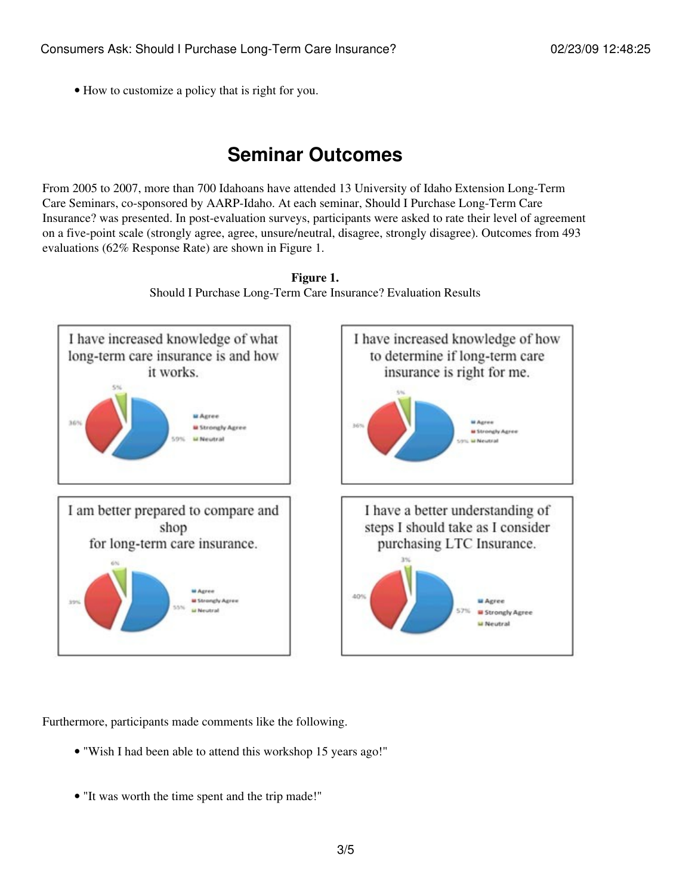- How to customize a policy that is right for you.

## Seminar Outcomes

From 2005 to 2007, more than 700 Idahoans have attended 13 University of Idaho Extension Long-Term Care Seminars, co-sponsored by AARP-Idaho. At each seminar, Should I Purchase Long-Term Care Insurance? was presented. In post-evaluation surveys, participants were asked to rate their level of agreement on a five-point scale (strongly agree, agree, unsure/neutral, disagree, strongly disagree). Outcomes from 493 evaluations (62% Response Rate) are shown in Figure 1.

**Figure 1.**
Should I Purchase Long-Term Care Insurance? Evaluation Results

| Statement | Agree | Strongly Agree | Neutral |
|---|---|---|---|
| I have increased knowledge of what long-term care insurance is and how it works. | 59% | 36% | 5% |
| I have increased knowledge of how to determine if long-term care insurance is right for me. | 59% | 36% | 5% |
| I am better prepared to compare and shop for long-term care insurance. | 55% | 39% | 6% |
| I have a better understanding of steps I should take as I consider purchasing LTC Insurance. | 57% | 40% | 3% |

Furthermore, participants made comments like the following.

- "Wish I had been able to attend this workshop 15 years ago!"
- "It was worth the time spent and the trip made!"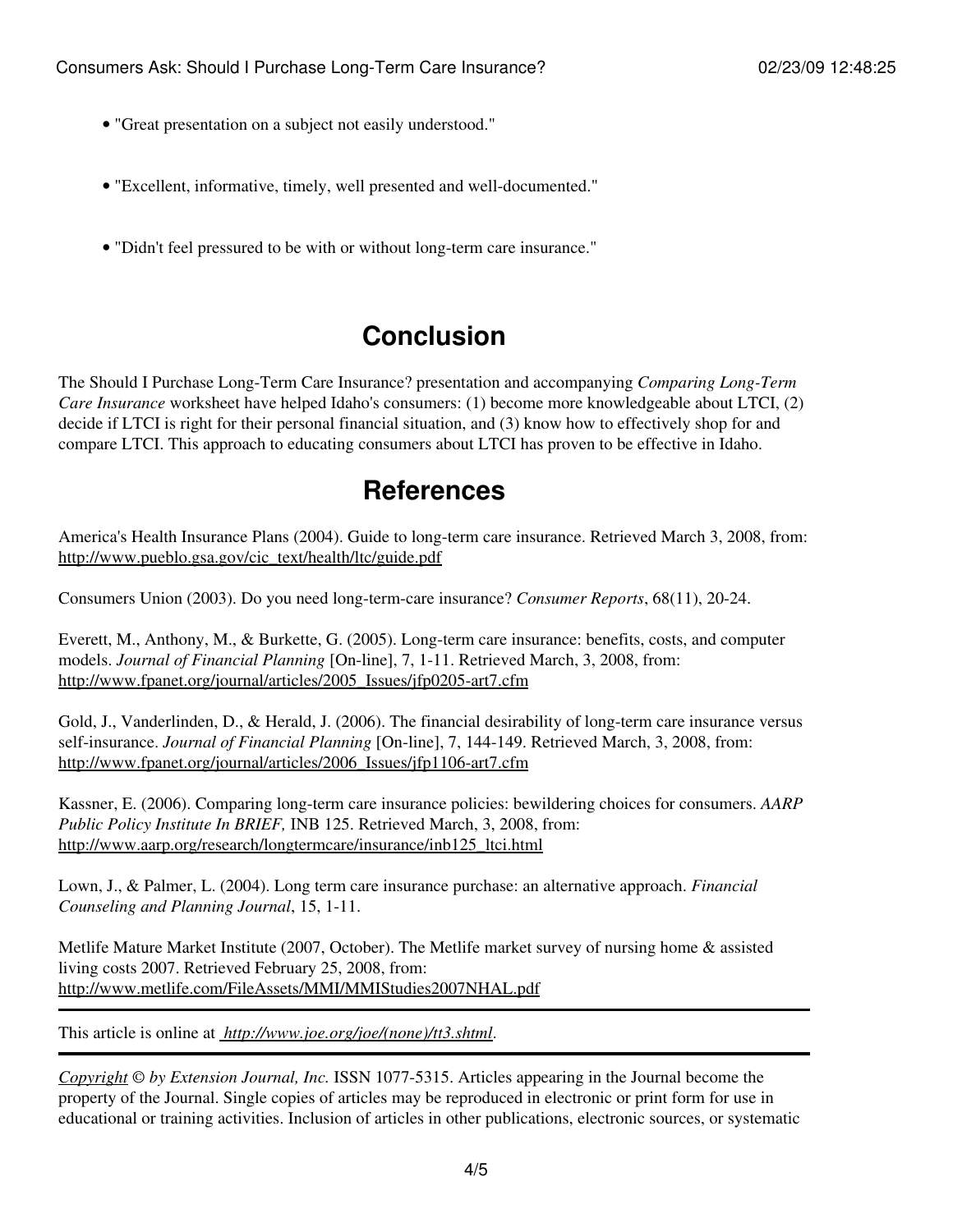- "Great presentation on a subject not easily understood."
- "Excellent, informative, timely, well presented and well-documented."
- "Didn't feel pressured to be with or without long-term care insurance."

## Conclusion

The Should I Purchase Long-Term Care Insurance? presentation and accompanying *Comparing Long-Term Care Insurance* worksheet have helped Idaho's consumers: (1) become more knowledgeable about LTCI, (2) decide if LTCI is right for their personal financial situation, and (3) know how to effectively shop for and compare LTCI. This approach to educating consumers about LTCI has proven to be effective in Idaho.

## References

America's Health Insurance Plans (2004). Guide to long-term care insurance. Retrieved March 3, 2008, from: http://www.pueblo.gsa.gov/cic_text/health/ltc/guide.pdf

Consumers Union (2003). Do you need long-term-care insurance? *Consumer Reports*, 68(11), 20-24.

Everett, M., Anthony, M., & Burkette, G. (2005). Long-term care insurance: benefits, costs, and computer models. *Journal of Financial Planning* [On-line], 7, 1-11. Retrieved March, 3, 2008, from: http://www.fpanet.org/journal/articles/2005_Issues/jfp0205-art7.cfm

Gold, J., Vanderlinden, D., & Herald, J. (2006). The financial desirability of long-term care insurance versus self-insurance. *Journal of Financial Planning* [On-line], 7, 144-149. Retrieved March, 3, 2008, from: http://www.fpanet.org/journal/articles/2006_Issues/jfp1106-art7.cfm

Kassner, E. (2006). Comparing long-term care insurance policies: bewildering choices for consumers. *AARP Public Policy Institute In BRIEF,* INB 125. Retrieved March, 3, 2008, from: http://www.aarp.org/research/longtermcare/insurance/inb125_ltci.html

Lown, J., & Palmer, L. (2004). Long term care insurance purchase: an alternative approach. *Financial Counseling and Planning Journal*, 15, 1-11.

Metlife Mature Market Institute (2007, October). The Metlife market survey of nursing home & assisted living costs 2007. Retrieved February 25, 2008, from: http://www.metlife.com/FileAssets/MMI/MMIStudies2007NHAL.pdf

---

This article is online at *http://www.joe.org/joe/(none)/tt3.shtml*.

---

*Copyright* © *by Extension Journal, Inc.* ISSN 1077-5315. Articles appearing in the Journal become the property of the Journal. Single copies of articles may be reproduced in electronic or print form for use in educational or training activities. Inclusion of articles in other publications, electronic sources, or systematic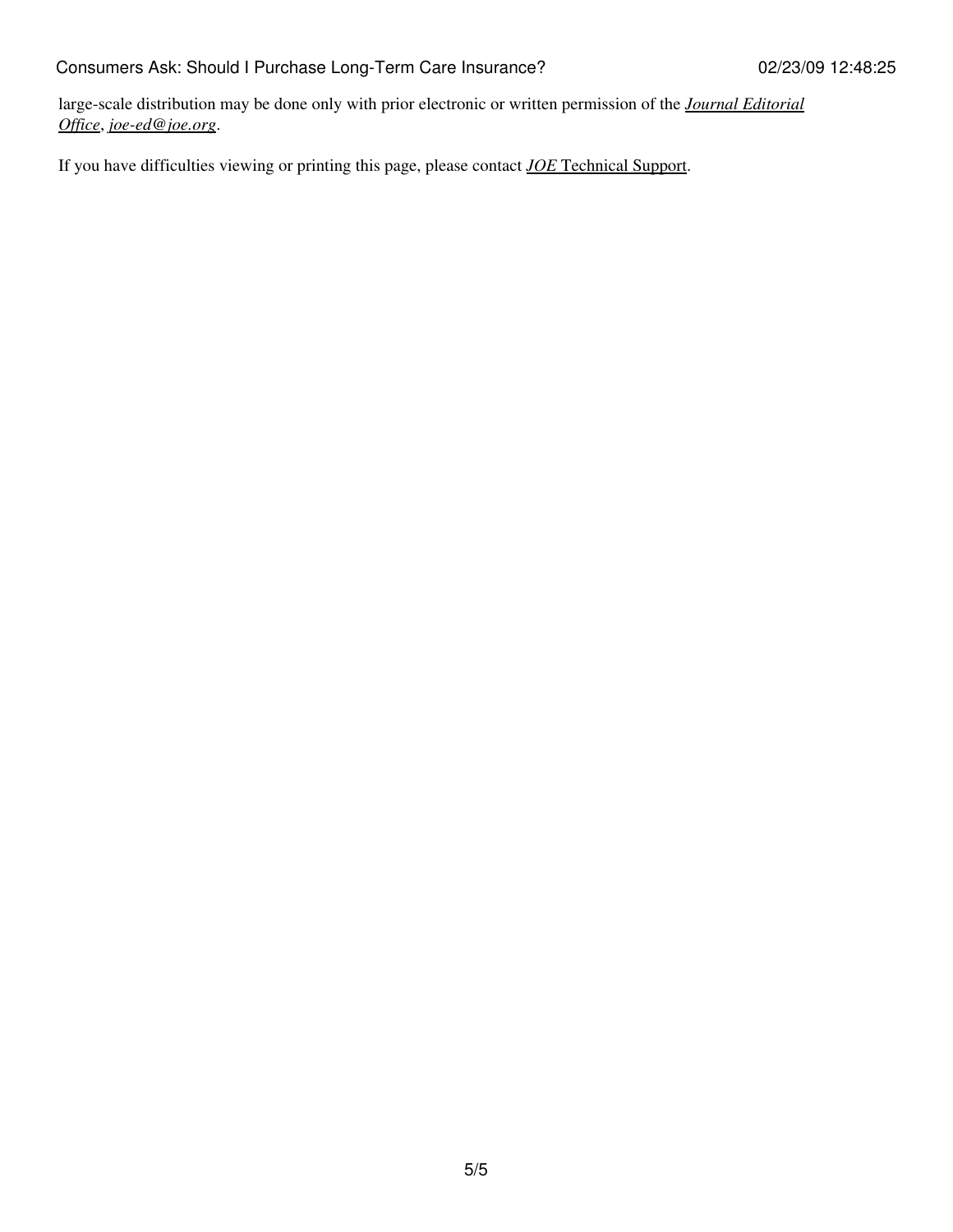large-scale distribution may be done only with prior electronic or written permission of the ***Journal Editorial Office***, *joe-ed@joe.org*.

If you have difficulties viewing or printing this page, please contact *JOE* Technical Support.